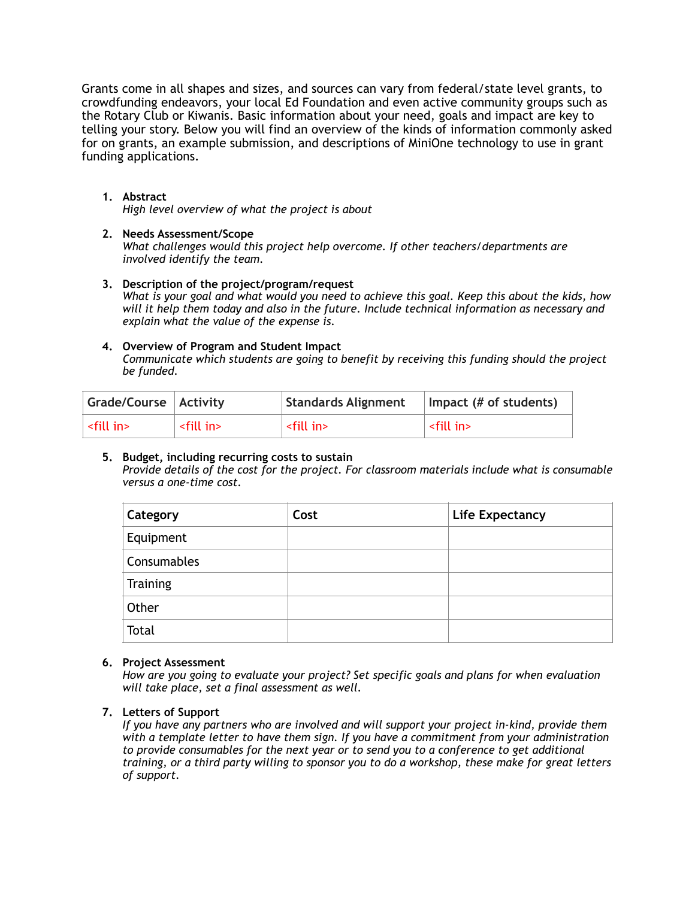Grants come in all shapes and sizes, and sources can vary from federal/state level grants, to crowdfunding endeavors, your local Ed Foundation and even active community groups such as the Rotary Club or Kiwanis. Basic information about your need, goals and impact are key to telling your story. Below you will find an overview of the kinds of information commonly asked for on grants, an example submission, and descriptions of MiniOne technology to use in grant funding applications.

1. **Abstract**
   *High level overview of what the project is about*

2. **Needs Assessment/Scope**
   *What challenges would this project help overcome. If other teachers/departments are involved identify the team.*

3. **Description of the project/program/request**
   *What is your goal and what would you need to achieve this goal. Keep this about the kids, how will it help them today and also in the future. Include technical information as necessary and explain what the value of the expense is.*

4. **Overview of Program and Student Impact**
   *Communicate which students are going to benefit by receiving this funding should the project be funded.*

| Grade/Course | Activity | Standards Alignment | Impact (# of students) |
| --- | --- | --- | --- |
| <fill in> | <fill in> | <fill in> | <fill in> |

5. **Budget, including recurring costs to sustain**
   *Provide details of the cost for the project. For classroom materials include what is consumable versus a one-time cost.*

| Category | Cost | Life Expectancy |
| --- | --- | --- |
| Equipment | | |
| Consumables | | |
| Training | | |
| Other | | |
| Total | | |

6. **Project Assessment**
   *How are you going to evaluate your project? Set specific goals and plans for when evaluation will take place, set a final assessment as well.*

7. **Letters of Support**
   *If you have any partners who are involved and will support your project in-kind, provide them with a template letter to have them sign. If you have a commitment from your administration to provide consumables for the next year or to send you to a conference to get additional training, or a third party willing to sponsor you to do a workshop, these make for great letters of support.*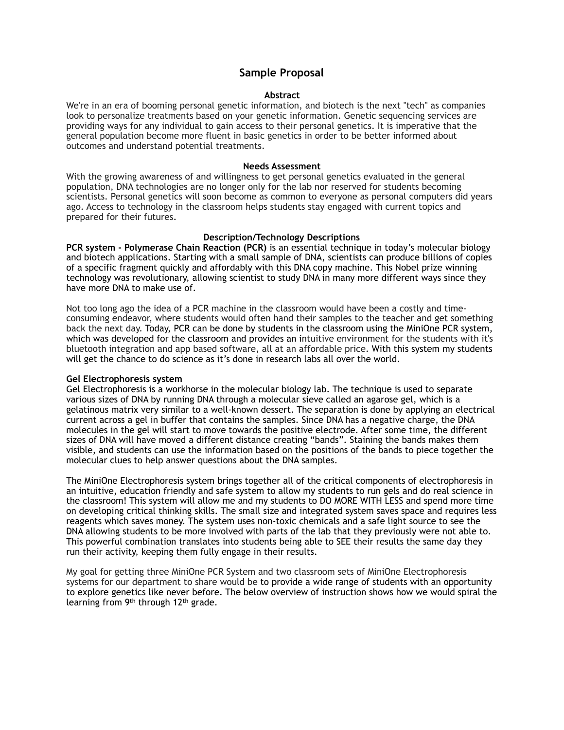# Sample Proposal

### Abstract

We're in an era of booming personal genetic information, and biotech is the next "tech" as companies look to personalize treatments based on your genetic information. Genetic sequencing services are providing ways for any individual to gain access to their personal genetics. It is imperative that the general population become more fluent in basic genetics in order to be better informed about outcomes and understand potential treatments.

### Needs Assessment

With the growing awareness of and willingness to get personal genetics evaluated in the general population, DNA technologies are no longer only for the lab nor reserved for students becoming scientists. Personal genetics will soon become as common to everyone as personal computers did years ago. Access to technology in the classroom helps students stay engaged with current topics and prepared for their futures.

### Description/Technology Descriptions

**PCR system - Polymerase Chain Reaction (PCR)** is an essential technique in today's molecular biology and biotech applications. Starting with a small sample of DNA, scientists can produce billions of copies of a specific fragment quickly and affordably with this DNA copy machine. This Nobel prize winning technology was revolutionary, allowing scientist to study DNA in many more different ways since they have more DNA to make use of.

Not too long ago the idea of a PCR machine in the classroom would have been a costly and time-consuming endeavor, where students would often hand their samples to the teacher and get something back the next day. Today, PCR can be done by students in the classroom using the MiniOne PCR system, which was developed for the classroom and provides an intuitive environment for the students with it's bluetooth integration and app based software, all at an affordable price. With this system my students will get the chance to do science as it's done in research labs all over the world.

**Gel Electrophoresis system**

Gel Electrophoresis is a workhorse in the molecular biology lab. The technique is used to separate various sizes of DNA by running DNA through a molecular sieve called an agarose gel, which is a gelatinous matrix very similar to a well-known dessert. The separation is done by applying an electrical current across a gel in buffer that contains the samples. Since DNA has a negative charge, the DNA molecules in the gel will start to move towards the positive electrode. After some time, the different sizes of DNA will have moved a different distance creating "bands". Staining the bands makes them visible, and students can use the information based on the positions of the bands to piece together the molecular clues to help answer questions about the DNA samples.

The MiniOne Electrophoresis system brings together all of the critical components of electrophoresis in an intuitive, education friendly and safe system to allow my students to run gels and do real science in the classroom! This system will allow me and my students to DO MORE WITH LESS and spend more time on developing critical thinking skills. The small size and integrated system saves space and requires less reagents which saves money. The system uses non-toxic chemicals and a safe light source to see the DNA allowing students to be more involved with parts of the lab that they previously were not able to. This powerful combination translates into students being able to SEE their results the same day they run their activity, keeping them fully engage in their results.

My goal for getting three MiniOne PCR System and two classroom sets of MiniOne Electrophoresis systems for our department to share would be to provide a wide range of students with an opportunity to explore genetics like never before. The below overview of instruction shows how we would spiral the learning from 9th through 12th grade.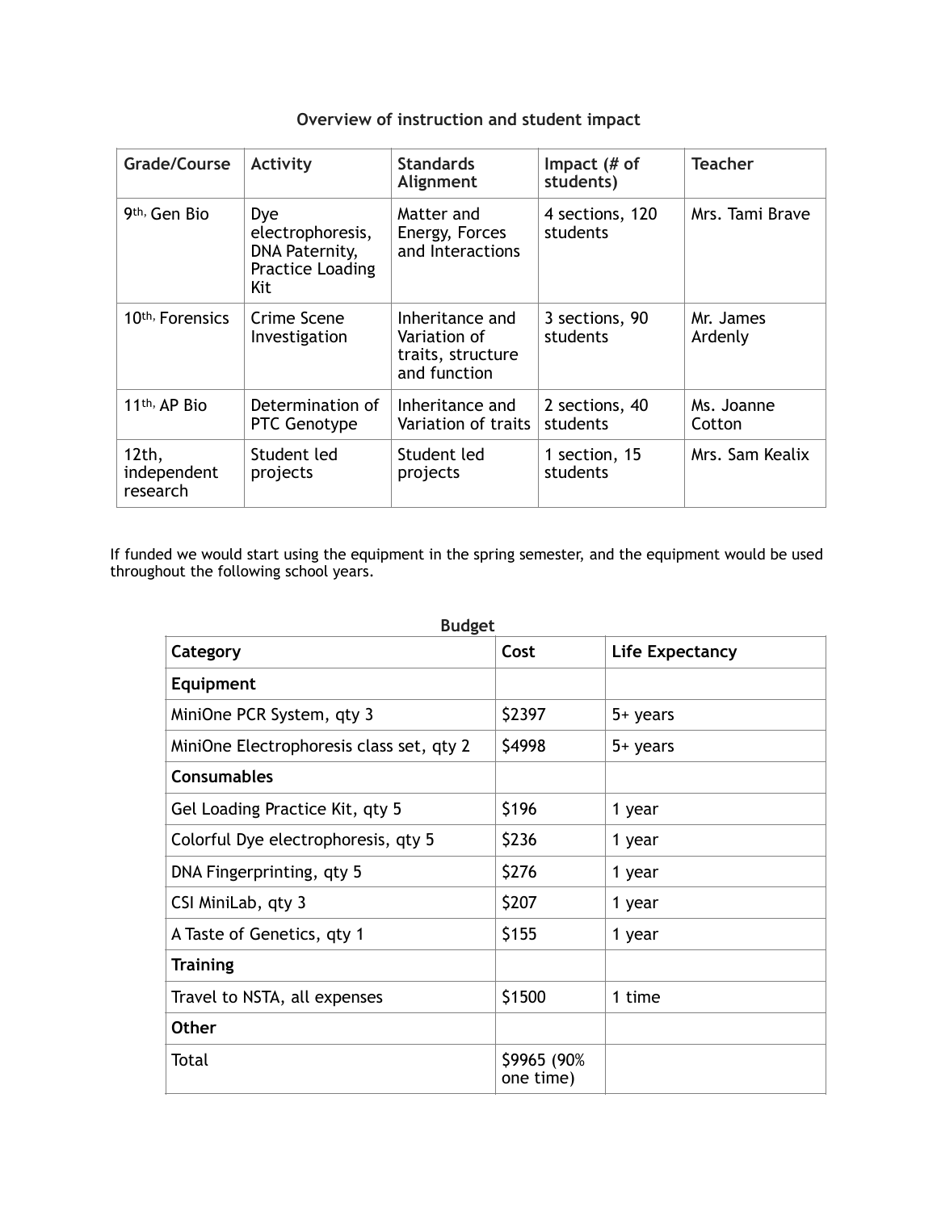## Overview of instruction and student impact

| Grade/Course | Activity | Standards Alignment | Impact (# of students) | Teacher |
|---|---|---|---|---|
| 9th, Gen Bio | Dye electrophoresis, DNA Paternity, Practice Loading Kit | Matter and Energy, Forces and Interactions | 4 sections, 120 students | Mrs. Tami Brave |
| 10th, Forensics | Crime Scene Investigation | Inheritance and Variation of traits, structure and function | 3 sections, 90 students | Mr. James Ardenly |
| 11th, AP Bio | Determination of PTC Genotype | Inheritance and Variation of traits | 2 sections, 40 students | Ms. Joanne Cotton |
| 12th, independent research | Student led projects | Student led projects | 1 section, 15 students | Mrs. Sam Kealix |

If funded we would start using the equipment in the spring semester, and the equipment would be used throughout the following school years.

**Budget**

| Category | Cost | Life Expectancy |
|---|---|---|
| **Equipment** | | |
| MiniOne PCR System, qty 3 | $2397 | 5+ years |
| MiniOne Electrophoresis class set, qty 2 | $4998 | 5+ years |
| **Consumables** | | |
| Gel Loading Practice Kit, qty 5 | $196 | 1 year |
| Colorful Dye electrophoresis, qty 5 | $236 | 1 year |
| DNA Fingerprinting, qty 5 | $276 | 1 year |
| CSI MiniLab, qty 3 | $207 | 1 year |
| A Taste of Genetics, qty 1 | $155 | 1 year |
| **Training** | | |
| Travel to NSTA, all expenses | $1500 | 1 time |
| **Other** | | |
| Total | $9965 (90% one time) | |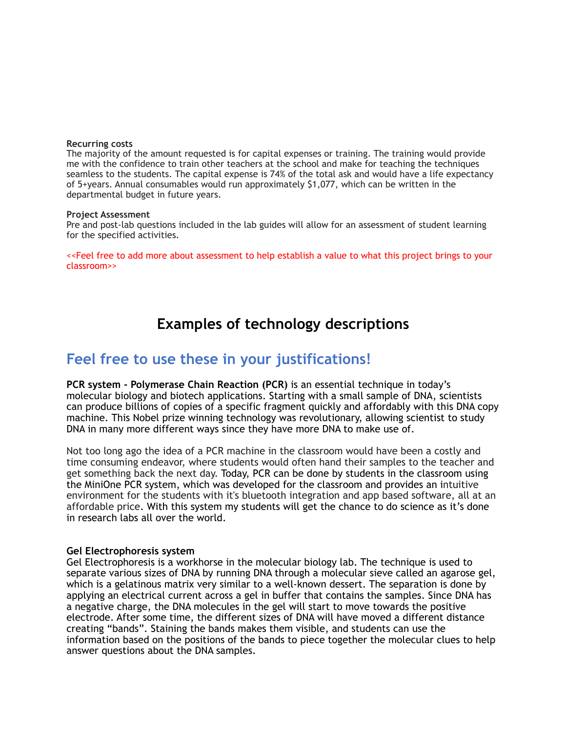**Recurring costs**
The majority of the amount requested is for capital expenses or training. The training would provide me with the confidence to train other teachers at the school and make for teaching the techniques seamless to the students. The capital expense is 74% of the total ask and would have a life expectancy of 5+years. Annual consumables would run approximately $1,077, which can be written in the departmental budget in future years.

**Project Assessment**
Pre and post-lab questions included in the lab guides will allow for an assessment of student learning for the specified activities.

<<Feel free to add more about assessment to help establish a value to what this project brings to your classroom>>

# Examples of technology descriptions

## Feel free to use these in your justifications!

**PCR system - Polymerase Chain Reaction (PCR)** is an essential technique in today's molecular biology and biotech applications. Starting with a small sample of DNA, scientists can produce billions of copies of a specific fragment quickly and affordably with this DNA copy machine. This Nobel prize winning technology was revolutionary, allowing scientist to study DNA in many more different ways since they have more DNA to make use of.

Not too long ago the idea of a PCR machine in the classroom would have been a costly and time consuming endeavor, where students would often hand their samples to the teacher and get something back the next day. Today, PCR can be done by students in the classroom using the MiniOne PCR system, which was developed for the classroom and provides an intuitive environment for the students with it's bluetooth integration and app based software, all at an affordable price. With this system my students will get the chance to do science as it's done in research labs all over the world.

**Gel Electrophoresis system**
Gel Electrophoresis is a workhorse in the molecular biology lab. The technique is used to separate various sizes of DNA by running DNA through a molecular sieve called an agarose gel, which is a gelatinous matrix very similar to a well-known dessert. The separation is done by applying an electrical current across a gel in buffer that contains the samples. Since DNA has a negative charge, the DNA molecules in the gel will start to move towards the positive electrode. After some time, the different sizes of DNA will have moved a different distance creating "bands". Staining the bands makes them visible, and students can use the information based on the positions of the bands to piece together the molecular clues to help answer questions about the DNA samples.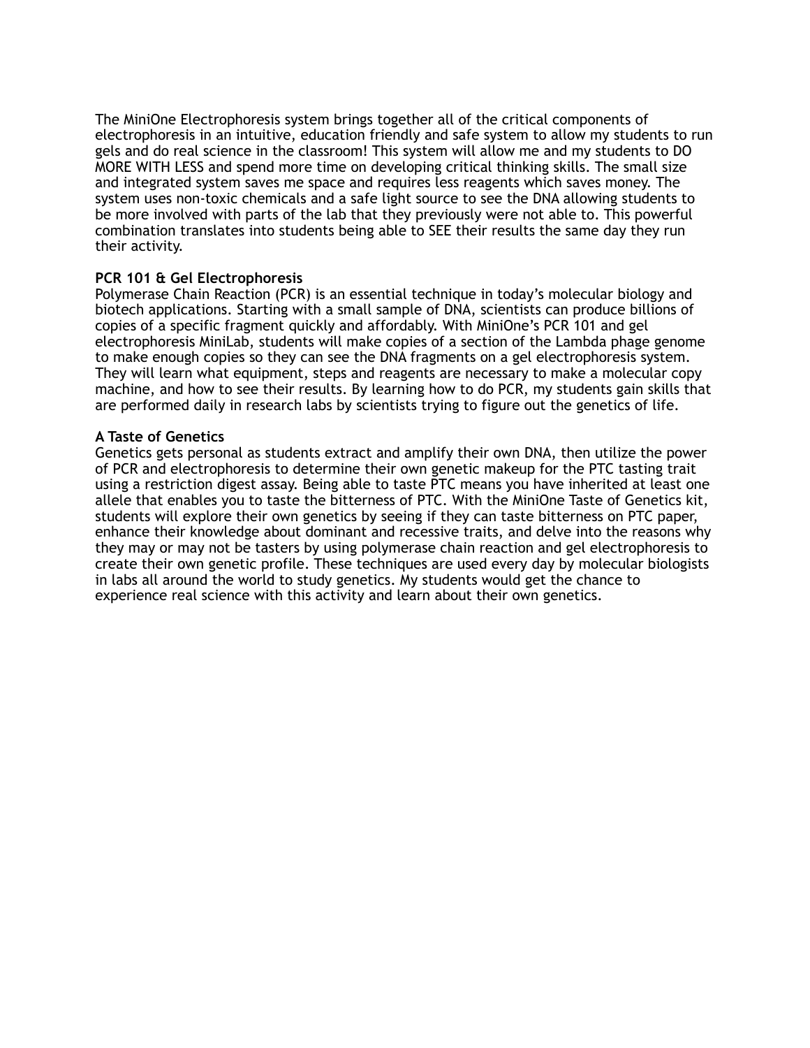The MiniOne Electrophoresis system brings together all of the critical components of electrophoresis in an intuitive, education friendly and safe system to allow my students to run gels and do real science in the classroom! This system will allow me and my students to DO MORE WITH LESS and spend more time on developing critical thinking skills. The small size and integrated system saves me space and requires less reagents which saves money. The system uses non-toxic chemicals and a safe light source to see the DNA allowing students to be more involved with parts of the lab that they previously were not able to. This powerful combination translates into students being able to SEE their results the same day they run their activity.

**PCR 101 & Gel Electrophoresis**
Polymerase Chain Reaction (PCR) is an essential technique in today's molecular biology and biotech applications. Starting with a small sample of DNA, scientists can produce billions of copies of a specific fragment quickly and affordably. With MiniOne's PCR 101 and gel electrophoresis MiniLab, students will make copies of a section of the Lambda phage genome to make enough copies so they can see the DNA fragments on a gel electrophoresis system. They will learn what equipment, steps and reagents are necessary to make a molecular copy machine, and how to see their results. By learning how to do PCR, my students gain skills that are performed daily in research labs by scientists trying to figure out the genetics of life.

**A Taste of Genetics**
Genetics gets personal as students extract and amplify their own DNA, then utilize the power of PCR and electrophoresis to determine their own genetic makeup for the PTC tasting trait using a restriction digest assay. Being able to taste PTC means you have inherited at least one allele that enables you to taste the bitterness of PTC. With the MiniOne Taste of Genetics kit, students will explore their own genetics by seeing if they can taste bitterness on PTC paper, enhance their knowledge about dominant and recessive traits, and delve into the reasons why they may or may not be tasters by using polymerase chain reaction and gel electrophoresis to create their own genetic profile. These techniques are used every day by molecular biologists in labs all around the world to study genetics. My students would get the chance to experience real science with this activity and learn about their own genetics.